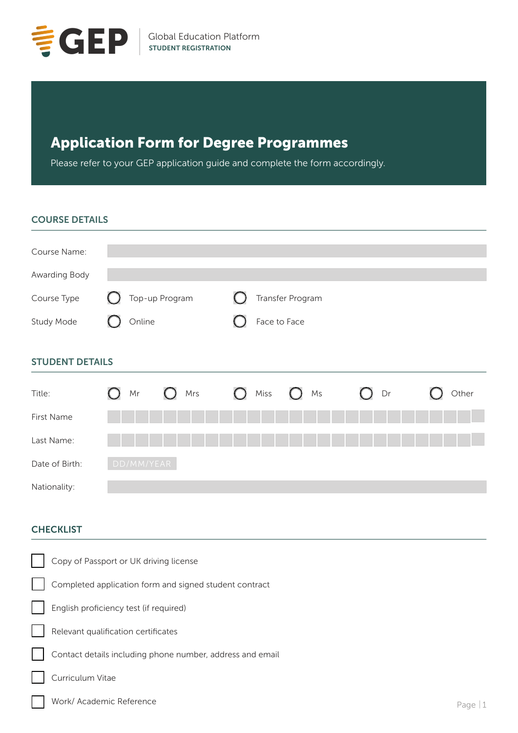GEP

Global Education Platform
STUDENT REGISTRATION

# Application Form for Degree Programmes

Please refer to your GEP application guide and complete the form accordingly.

## COURSE DETAILS

Course Name:

Awarding Body

Course Type ○ Top-up Program ○ Transfer Program

Study Mode ○ Online ○ Face to Face

## STUDENT DETAILS

Title: ○ Mr ○ Mrs ○ Miss ○ Ms ○ Dr ○ Other

First Name

Last Name:

Date of Birth: DD/MM/YEAR

Nationality:

## CHECKLIST

- [ ] Copy of Passport or UK driving license
- [ ] Completed application form and signed student contract
- [ ] English proficiency test (if required)
- [ ] Relevant qualification certificates
- [ ] Contact details including phone number, address and email
- [ ] Curriculum Vitae
- [ ] Work/ Academic Reference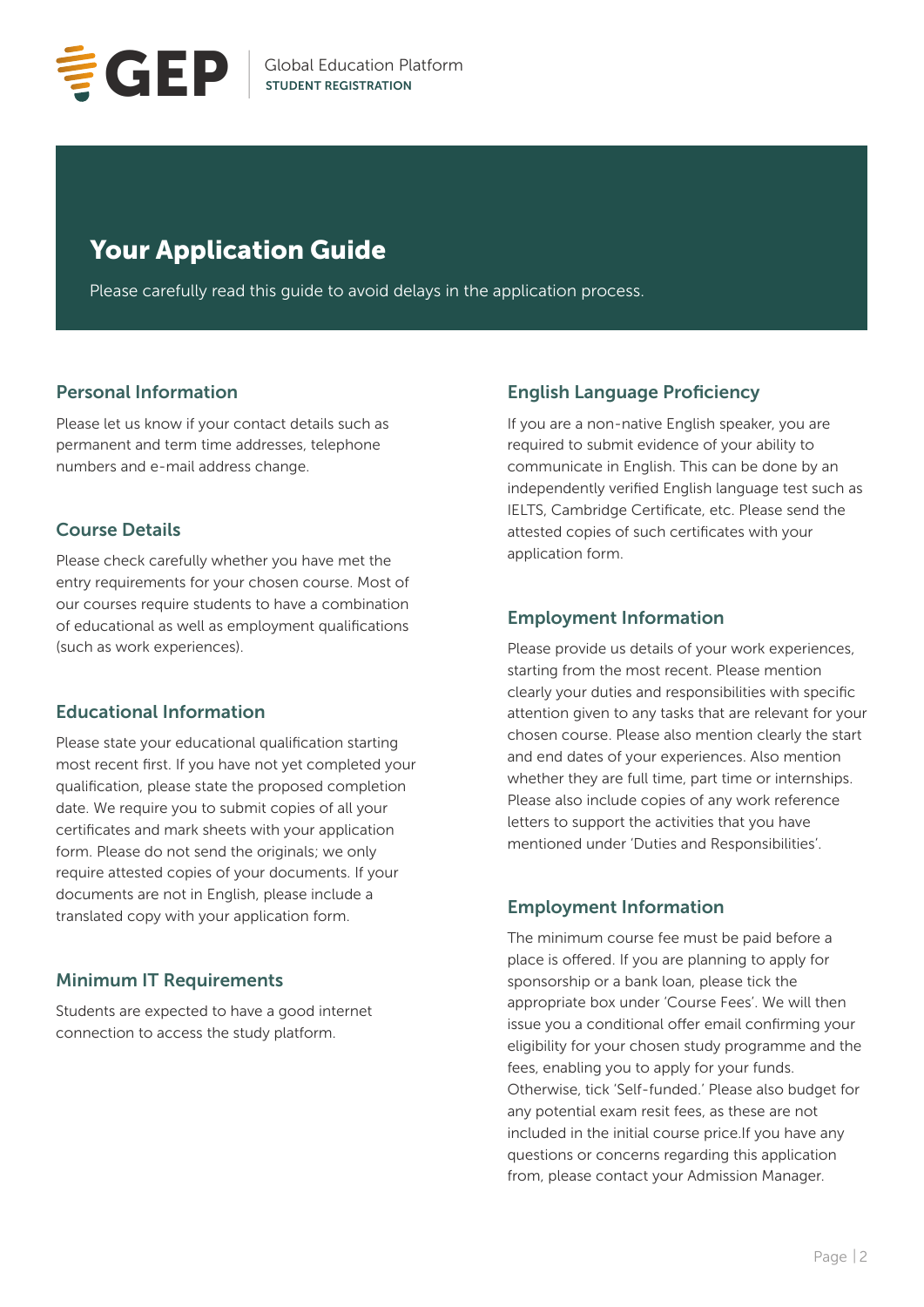# Your Application Guide

Please carefully read this guide to avoid delays in the application process.

## Personal Information

Please let us know if your contact details such as permanent and term time addresses, telephone numbers and e-mail address change.

## Course Details

Please check carefully whether you have met the entry requirements for your chosen course. Most of our courses require students to have a combination of educational as well as employment qualifications (such as work experiences).

## Educational Information

Please state your educational qualification starting most recent first. If you have not yet completed your qualification, please state the proposed completion date. We require you to submit copies of all your certificates and mark sheets with your application form. Please do not send the originals; we only require attested copies of your documents. If your documents are not in English, please include a translated copy with your application form.

## Minimum IT Requirements

Students are expected to have a good internet connection to access the study platform.

## English Language Proficiency

If you are a non-native English speaker, you are required to submit evidence of your ability to communicate in English. This can be done by an independently verified English language test such as IELTS, Cambridge Certificate, etc. Please send the attested copies of such certificates with your application form.

## Employment Information

Please provide us details of your work experiences, starting from the most recent. Please mention clearly your duties and responsibilities with specific attention given to any tasks that are relevant for your chosen course. Please also mention clearly the start and end dates of your experiences. Also mention whether they are full time, part time or internships. Please also include copies of any work reference letters to support the activities that you have mentioned under 'Duties and Responsibilities'.

## Employment Information

The minimum course fee must be paid before a place is offered. If you are planning to apply for sponsorship or a bank loan, please tick the appropriate box under 'Course Fees'. We will then issue you a conditional offer email confirming your eligibility for your chosen study programme and the fees, enabling you to apply for your funds. Otherwise, tick 'Self-funded.' Please also budget for any potential exam resit fees, as these are not included in the initial course price.If you have any questions or concerns regarding this application from, please contact your Admission Manager.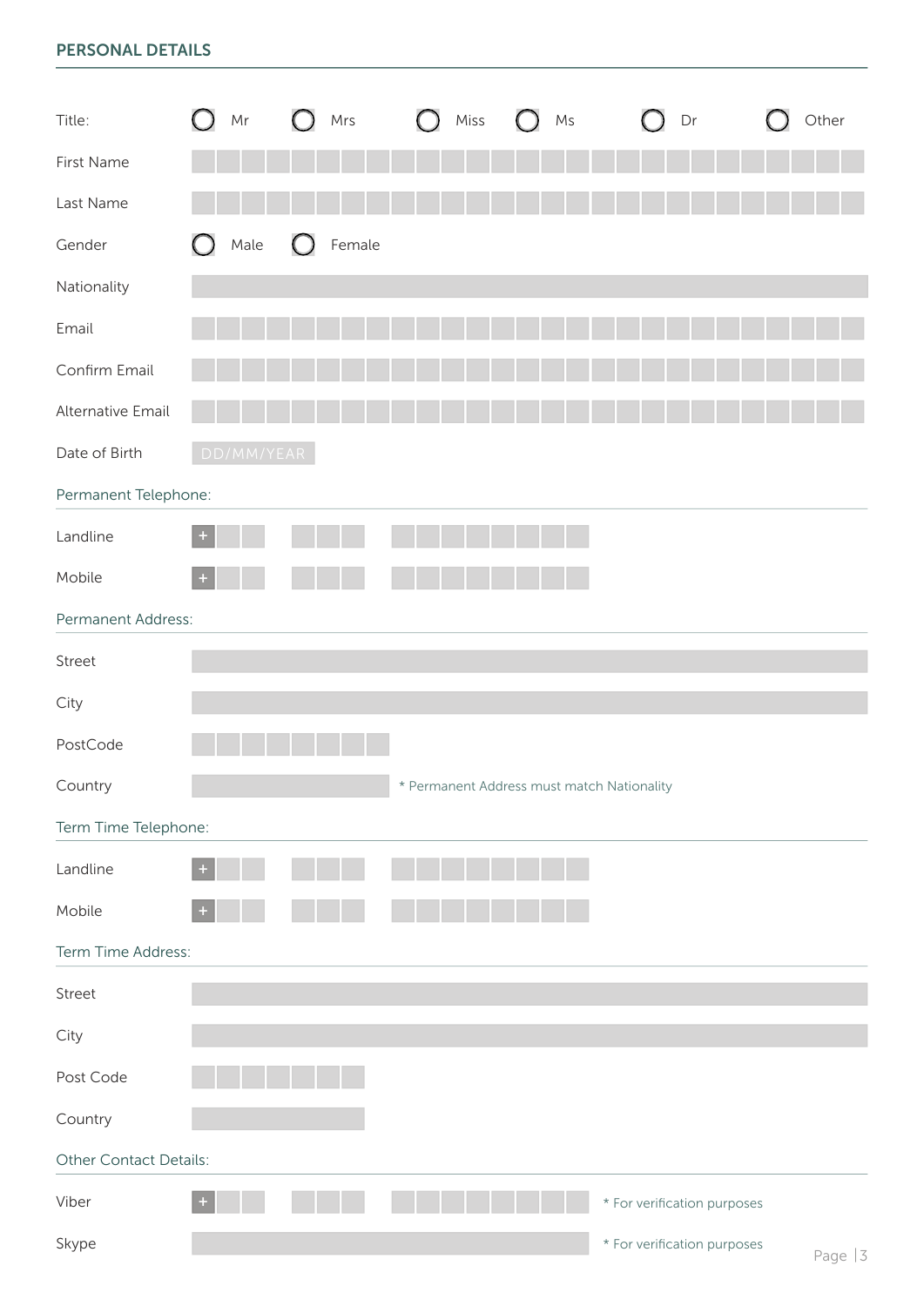## PERSONAL DETAILS

Title: ◯ Mr ◯ Mrs ◯ Miss ◯ Ms ◯ Dr ◯ Other

First Name

Last Name

Gender ◯ Male ◯ Female

Nationality

Email

Confirm Email

Alternative Email

Date of Birth DD/MM/YEAR

### Permanent Telephone:

Landline +

Mobile +

### Permanent Address:

Street

City

PostCode

Country * Permanent Address must match Nationality

### Term Time Telephone:

Landline +

Mobile +

### Term Time Address:

Street

City

Post Code

Country

### Other Contact Details:

Viber + * For verification purposes

Skype * For verification purposes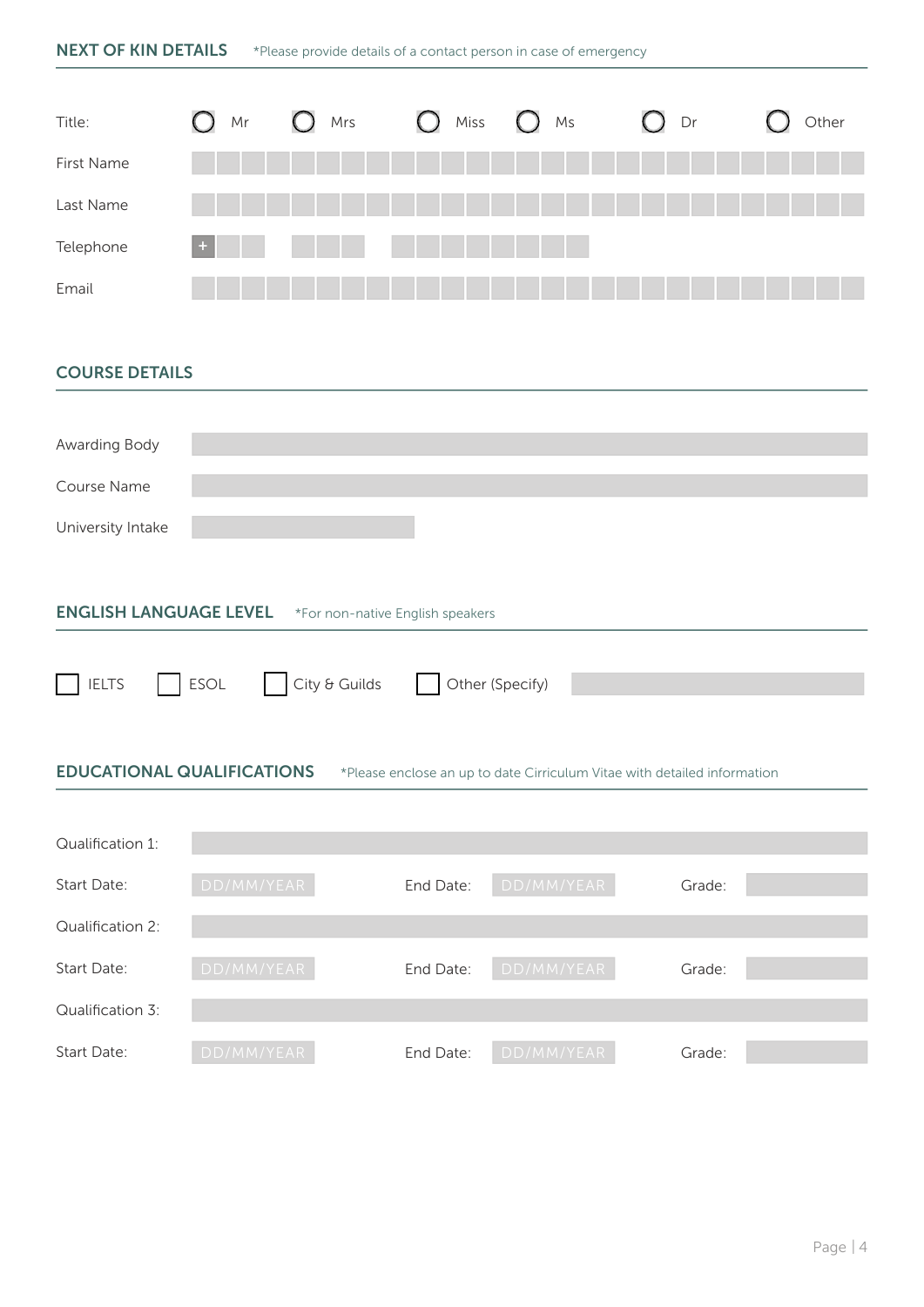## NEXT OF KIN DETAILS

*Please provide details of a contact person in case of emergency

Title: ○ Mr ○ Mrs ○ Miss ○ Ms ○ Dr ○ Other

First Name

Last Name

Telephone +

Email

## COURSE DETAILS

Awarding Body

Course Name

University Intake

## ENGLISH LANGUAGE LEVEL

*For non-native English speakers

☐ IELTS ☐ ESOL ☐ City & Guilds ☐ Other (Specify)

## EDUCATIONAL QUALIFICATIONS

*Please enclose an up to date Cirriculum Vitae with detailed information

Qualification 1:

Start Date: DD/MM/YEAR End Date: DD/MM/YEAR Grade:

Qualification 2:

Start Date: DD/MM/YEAR End Date: DD/MM/YEAR Grade:

Qualification 3:

Start Date: DD/MM/YEAR End Date: DD/MM/YEAR Grade: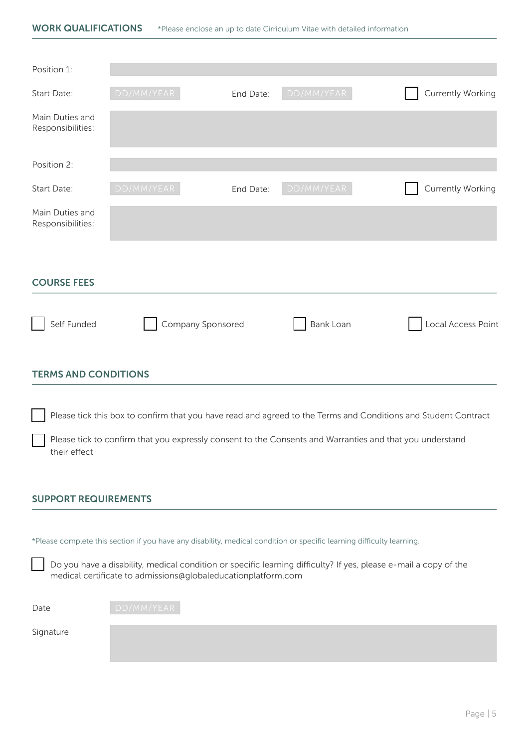## WORK QUALIFICATIONS

*Please enclose an up to date Cirriculum Vitae with detailed information

Position 1:

Start Date: DD/MM/YEAR    End Date: DD/MM/YEAR    ☐ Currently Working

Main Duties and Responsibilities:

Position 2:

Start Date: DD/MM/YEAR    End Date: DD/MM/YEAR    ☐ Currently Working

Main Duties and Responsibilities:

## COURSE FEES

☐ Self Funded    ☐ Company Sponsored    ☐ Bank Loan    ☐ Local Access Point

## TERMS AND CONDITIONS

☐ Please tick this box to confirm that you have read and agreed to the Terms and Conditions and Student Contract

☐ Please tick to confirm that you expressly consent to the Consents and Warranties and that you understand their effect

## SUPPORT REQUIREMENTS

*Please complete this section if you have any disability, medical condition or specific learning difficulty learning.

☐ Do you have a disability, medical condition or specific learning difficulty? If yes, please e-mail a copy of the medical certificate to admissions@globaleducationplatform.com

Date DD/MM/YEAR

Signature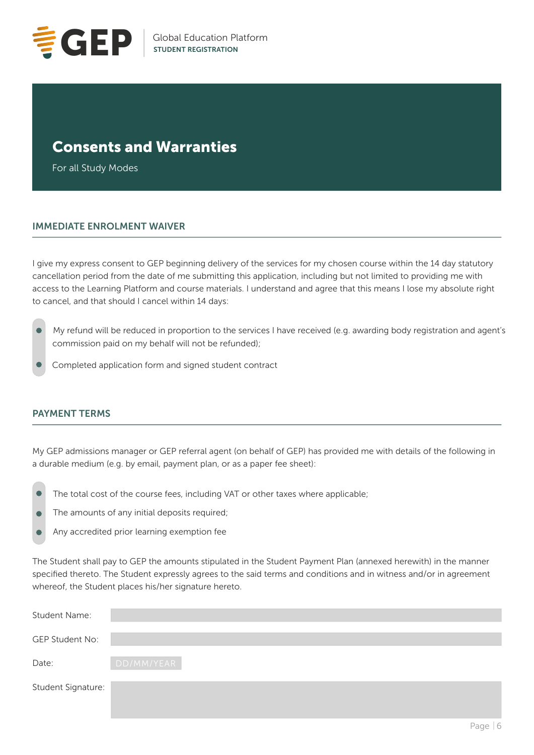# Consents and Warranties

For all Study Modes

## IMMEDIATE ENROLMENT WAIVER

I give my express consent to GEP beginning delivery of the services for my chosen course within the 14 day statutory cancellation period from the date of me submitting this application, including but not limited to providing me with access to the Learning Platform and course materials. I understand and agree that this means I lose my absolute right to cancel, and that should I cancel within 14 days:

- My refund will be reduced in proportion to the services I have received (e.g. awarding body registration and agent's commission paid on my behalf will not be refunded);
- Completed application form and signed student contract

## PAYMENT TERMS

My GEP admissions manager or GEP referral agent (on behalf of GEP) has provided me with details of the following in a durable medium (e.g. by email, payment plan, or as a paper fee sheet):

- The total cost of the course fees, including VAT or other taxes where applicable;
- The amounts of any initial deposits required;
- Any accredited prior learning exemption fee

The Student shall pay to GEP the amounts stipulated in the Student Payment Plan (annexed herewith) in the manner specified thereto. The Student expressly agrees to the said terms and conditions and in witness and/or in agreement whereof, the Student places his/her signature hereto.

Student Name:

GEP Student No:

Date: DD/MM/YEAR

Student Signature: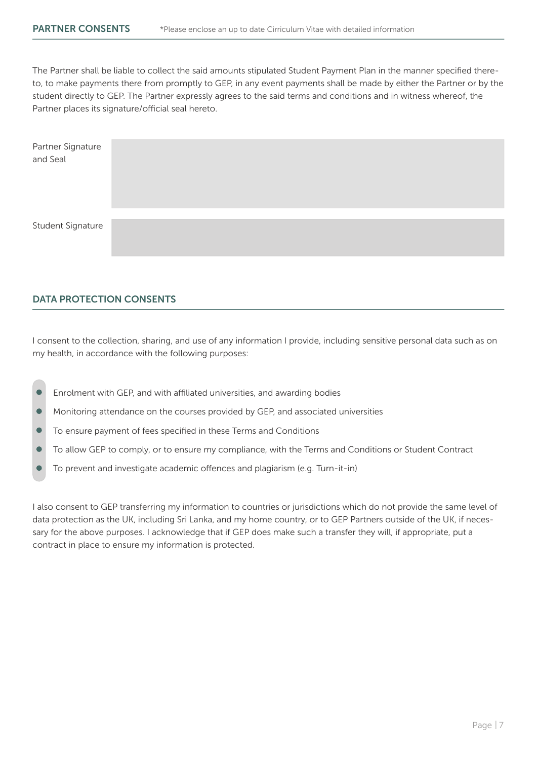## PARTNER CONSENTS

*Please enclose an up to date Cirriculum Vitae with detailed information

The Partner shall be liable to collect the said amounts stipulated Student Payment Plan in the manner specified thereto, to make payments there from promptly to GEP, in any event payments shall be made by either the Partner or by the student directly to GEP. The Partner expressly agrees to the said terms and conditions and in witness whereof, the Partner places its signature/official seal hereto.

| Partner Signature and Seal | |
|---|---|
| Student Signature | |

## DATA PROTECTION CONSENTS

I consent to the collection, sharing, and use of any information I provide, including sensitive personal data such as on my health, in accordance with the following purposes:

- Enrolment with GEP, and with affiliated universities, and awarding bodies
- Monitoring attendance on the courses provided by GEP, and associated universities
- To ensure payment of fees specified in these Terms and Conditions
- To allow GEP to comply, or to ensure my compliance, with the Terms and Conditions or Student Contract
- To prevent and investigate academic offences and plagiarism (e.g. Turn-it-in)

I also consent to GEP transferring my information to countries or jurisdictions which do not provide the same level of data protection as the UK, including Sri Lanka, and my home country, or to GEP Partners outside of the UK, if necessary for the above purposes. I acknowledge that if GEP does make such a transfer they will, if appropriate, put a contract in place to ensure my information is protected.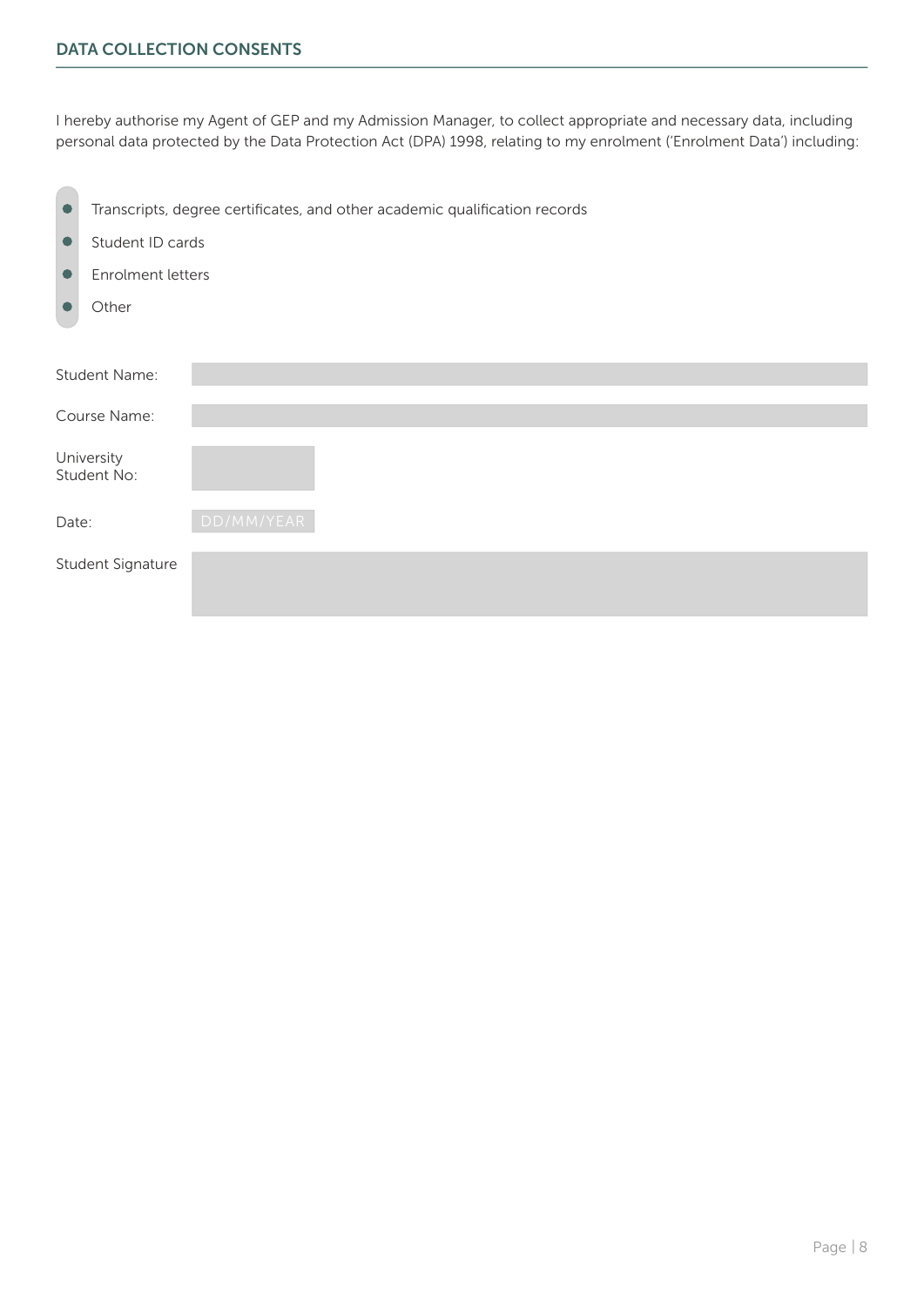## DATA COLLECTION CONSENTS

I hereby authorise my Agent of GEP and my Admission Manager, to collect appropriate and necessary data, including personal data protected by the Data Protection Act (DPA) 1998, relating to my enrolment ('Enrolment Data') including:

- Transcripts, degree certificates, and other academic qualification records
- Student ID cards
- Enrolment letters
- Other

Student Name:

Course Name:

University Student No:

Date: DD/MM/YEAR

Student Signature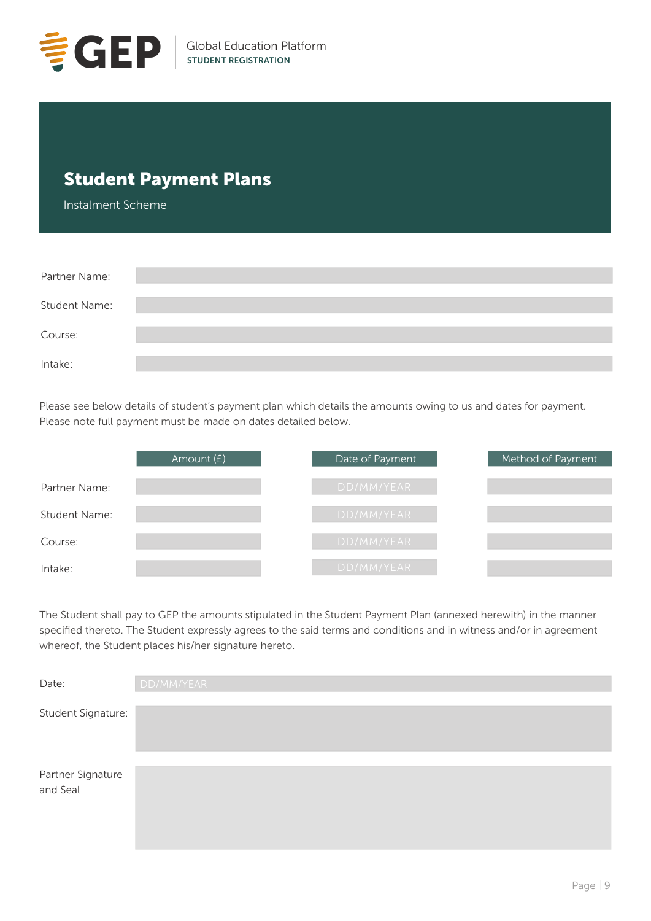GEP

Global Education Platform

STUDENT REGISTRATION

# Student Payment Plans

Instalment Scheme

| | |
|---|---|
| Partner Name: | |
| Student Name: | |
| Course: | |
| Intake: | |

Please see below details of student's payment plan which details the amounts owing to us and dates for payment. Please note full payment must be made on dates detailed below.

| | Amount (£) | Date of Payment | Method of Payment |
|---|---|---|---|
| Partner Name: | | DD/MM/YEAR | |
| Student Name: | | DD/MM/YEAR | |
| Course: | | DD/MM/YEAR | |
| Intake: | | DD/MM/YEAR | |

The Student shall pay to GEP the amounts stipulated in the Student Payment Plan (annexed herewith) in the manner specified thereto. The Student expressly agrees to the said terms and conditions and in witness and/or in agreement whereof, the Student places his/her signature hereto.

| | |
|---|---|
| Date: | DD/MM/YEAR |
| Student Signature: | |
| Partner Signature and Seal | |